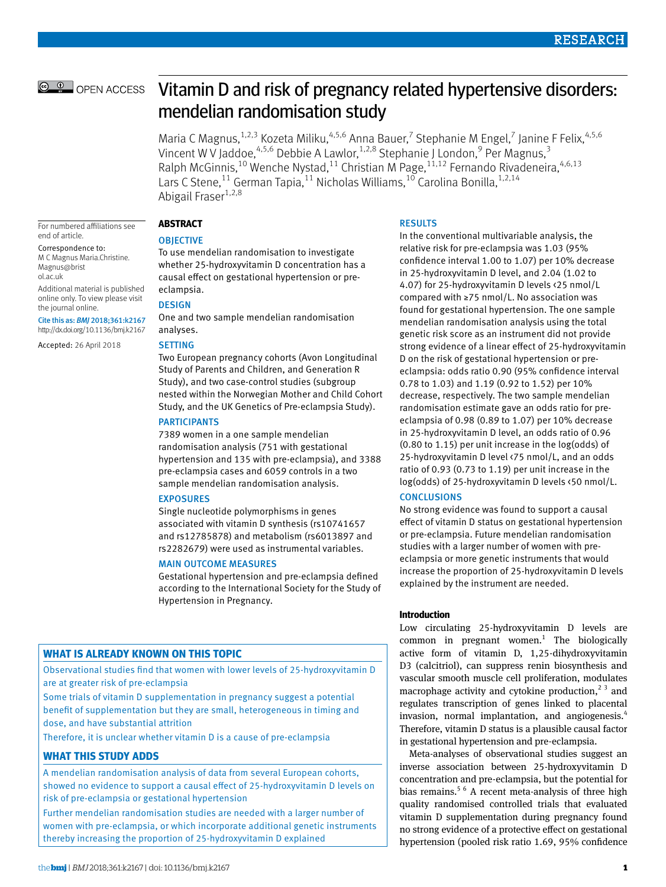# Vitamin D and risk of pregnancy related hypertensive disorders: mendelian randomisation study

Maria C Magnus,[1,2,3] Kozeta Miliku,[4,5,6] Anna Bauer,[7] Stephanie M Engel,[7] Janine F Felix,[4,5,6] Vincent W V Jaddoe,[4,5,6] Debbie A Lawlor,[1,2,8] Stephanie J London,[9] Per Magnus,[3] Ralph McGinnis,[10] Wenche Nystad,[11] Christian M Page,[11,12] Fernando Rivadeneira,[4,6,13] Lars C Stene,[11] German Tapia,[11] Nicholas Williams,[10] Carolina Bonilla,[1,2,14] Abigail Fraser[1,2,8]

For numbered affiliations see end of article.

Correspondence to: M C Magnus Maria.Christine.Magnus@bristol.ac.uk

Additional material is published online only. To view please visit the journal online.

Cite this as: *BMJ* 2018;361:k2167 http://dx.doi.org/10.1136/bmj.k2167

Accepted: 26 April 2018

## ABSTRACT

### OBJECTIVE

To use mendelian randomisation to investigate whether 25-hydroxyvitamin D concentration has a causal effect on gestational hypertension or pre-eclampsia.

### DESIGN

One and two sample mendelian randomisation analyses.

### SETTING

Two European pregnancy cohorts (Avon Longitudinal Study of Parents and Children, and Generation R Study), and two case-control studies (subgroup nested within the Norwegian Mother and Child Cohort Study, and the UK Genetics of Pre-eclampsia Study).

### PARTICIPANTS

7389 women in a one sample mendelian randomisation analysis (751 with gestational hypertension and 135 with pre-eclampsia), and 3388 pre-eclampsia cases and 6059 controls in a two sample mendelian randomisation analysis.

### EXPOSURES

Single nucleotide polymorphisms in genes associated with vitamin D synthesis (rs10741657 and rs12785878) and metabolism (rs6013897 and rs2282679) were used as instrumental variables.

### MAIN OUTCOME MEASURES

Gestational hypertension and pre-eclampsia defined according to the International Society for the Study of Hypertension in Pregnancy.

### RESULTS

In the conventional multivariable analysis, the relative risk for pre-eclampsia was 1.03 (95% confidence interval 1.00 to 1.07) per 10% decrease in 25-hydroxyvitamin D level, and 2.04 (1.02 to 4.07) for 25-hydroxyvitamin D levels <25 nmol/L compared with ≥75 nmol/L. No association was found for gestational hypertension. The one sample mendelian randomisation analysis using the total genetic risk score as an instrument did not provide strong evidence of a linear effect of 25-hydroxyvitamin D on the risk of gestational hypertension or pre-eclampsia: odds ratio 0.90 (95% confidence interval 0.78 to 1.03) and 1.19 (0.92 to 1.52) per 10% decrease, respectively. The two sample mendelian randomisation estimate gave an odds ratio for pre-eclampsia of 0.98 (0.89 to 1.07) per 10% decrease in 25-hydroxyvitamin D level, an odds ratio of 0.96 (0.80 to 1.15) per unit increase in the log(odds) of 25-hydroxyvitamin D level <75 nmol/L, and an odds ratio of 0.93 (0.73 to 1.19) per unit increase in the log(odds) of 25-hydroxyvitamin D levels <50 nmol/L.

### CONCLUSIONS

No strong evidence was found to support a causal effect of vitamin D status on gestational hypertension or pre-eclampsia. Future mendelian randomisation studies with a larger number of women with pre-eclampsia or more genetic instruments that would increase the proportion of 25-hydroxyvitamin D levels explained by the instrument are needed.

### WHAT IS ALREADY KNOWN ON THIS TOPIC

Observational studies find that women with lower levels of 25-hydroxyvitamin D are at greater risk of pre-eclampsia

Some trials of vitamin D supplementation in pregnancy suggest a potential benefit of supplementation but they are small, heterogeneous in timing and dose, and have substantial attrition

Therefore, it is unclear whether vitamin D is a cause of pre-eclampsia

### WHAT THIS STUDY ADDS

A mendelian randomisation analysis of data from several European cohorts, showed no evidence to support a causal effect of 25-hydroxyvitamin D levels on risk of pre-eclampsia or gestational hypertension

Further mendelian randomisation studies are needed with a larger number of women with pre-eclampsia, or which incorporate additional genetic instruments thereby increasing the proportion of 25-hydroxyvitamin D explained

## Introduction

Low circulating 25-hydroxyvitamin D levels are common in pregnant women.[1] The biologically active form of vitamin D, 1,25-dihydroxyvitamin D3 (calcitriol), can suppress renin biosynthesis and vascular smooth muscle cell proliferation, modulates macrophage activity and cytokine production,[2,3] and regulates transcription of genes linked to placental invasion, normal implantation, and angiogenesis.[4] Therefore, vitamin D status is a plausible causal factor in gestational hypertension and pre-eclampsia.

Meta-analyses of observational studies suggest an inverse association between 25-hydroxyvitamin D concentration and pre-eclampsia, but the potential for bias remains.[5,6] A recent meta-analysis of three high quality randomised controlled trials that evaluated vitamin D supplementation during pregnancy found no strong evidence of a protective effect on gestational hypertension (pooled risk ratio 1.69, 95% confidence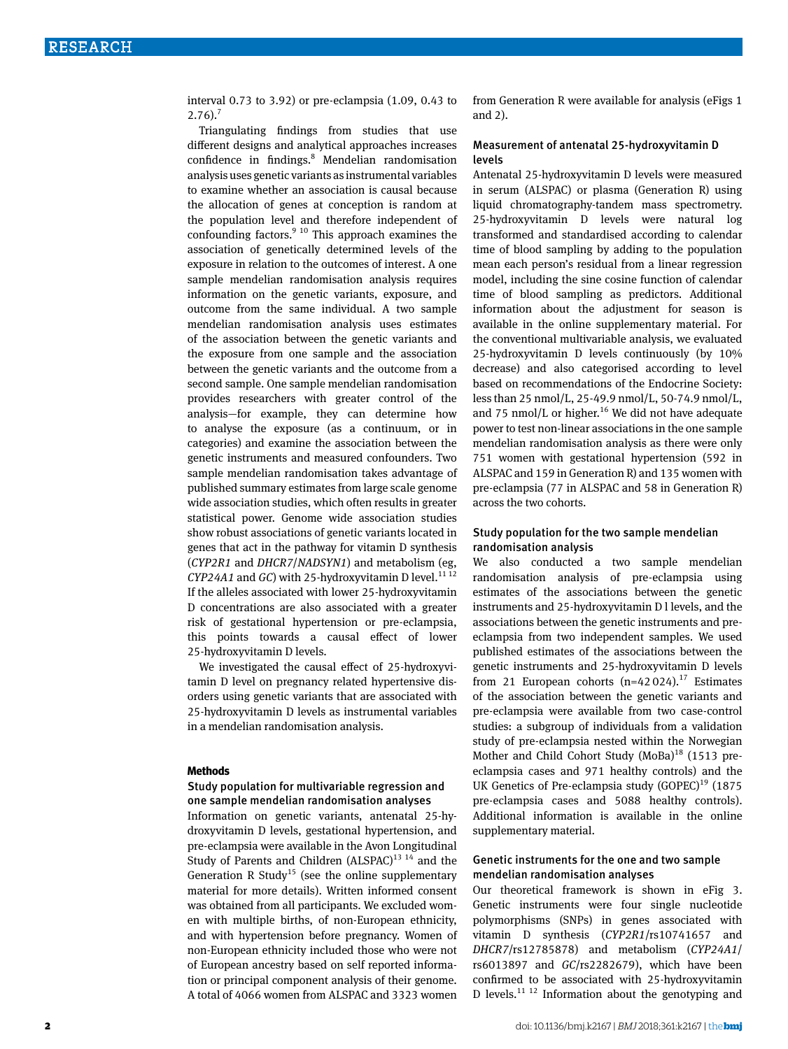interval 0.73 to 3.92) or pre-eclampsia (1.09, 0.43 to 2.76).[7]

Triangulating findings from studies that use different designs and analytical approaches increases confidence in findings.[8] Mendelian randomisation analysis uses genetic variants as instrumental variables to examine whether an association is causal because the allocation of genes at conception is random at the population level and therefore independent of confounding factors.[9,10] This approach examines the association of genetically determined levels of the exposure in relation to the outcomes of interest. A one sample mendelian randomisation analysis requires information on the genetic variants, exposure, and outcome from the same individual. A two sample mendelian randomisation analysis uses estimates of the association between the genetic variants and the exposure from one sample and the association between the genetic variants and the outcome from a second sample. One sample mendelian randomisation provides researchers with greater control of the analysis—for example, they can determine how to analyse the exposure (as a continuum, or in categories) and examine the association between the genetic instruments and measured confounders. Two sample mendelian randomisation takes advantage of published summary estimates from large scale genome wide association studies, which often results in greater statistical power. Genome wide association studies show robust associations of genetic variants located in genes that act in the pathway for vitamin D synthesis (*CYP2R1* and *DHCR7*/*NADSYN1*) and metabolism (eg, *CYP24A1* and *GC*) with 25-hydroxyvitamin D level.[11,12] If the alleles associated with lower 25-hydroxyvitamin D concentrations are also associated with a greater risk of gestational hypertension or pre-eclampsia, this points towards a causal effect of lower 25-hydroxyvitamin D levels.

We investigated the causal effect of 25-hydroxyvitamin D level on pregnancy related hypertensive disorders using genetic variants that are associated with 25-hydroxyvitamin D levels as instrumental variables in a mendelian randomisation analysis.

## Methods

### Study population for multivariable regression and one sample mendelian randomisation analyses

Information on genetic variants, antenatal 25-hydroxyvitamin D levels, gestational hypertension, and pre-eclampsia were available in the Avon Longitudinal Study of Parents and Children (ALSPAC)[13,14] and the Generation R Study[15] (see the online supplementary material for more details). Written informed consent was obtained from all participants. We excluded women with multiple births, of non-European ethnicity, and with hypertension before pregnancy. Women of non-European ethnicity included those who were not of European ancestry based on self reported information or principal component analysis of their genome. A total of 4066 women from ALSPAC and 3323 women from Generation R were available for analysis (eFigs 1 and 2).

### Measurement of antenatal 25-hydroxyvitamin D levels

Antenatal 25-hydroxyvitamin D levels were measured in serum (ALSPAC) or plasma (Generation R) using liquid chromatography-tandem mass spectrometry. 25-hydroxyvitamin D levels were natural log transformed and standardised according to calendar time of blood sampling by adding to the population mean each person's residual from a linear regression model, including the sine cosine function of calendar time of blood sampling as predictors. Additional information about the adjustment for season is available in the online supplementary material. For the conventional multivariable analysis, we evaluated 25-hydroxyvitamin D levels continuously (by 10% decrease) and also categorised according to level based on recommendations of the Endocrine Society: less than 25 nmol/L, 25-49.9 nmol/L, 50-74.9 nmol/L, and 75 nmol/L or higher.[16] We did not have adequate power to test non-linear associations in the one sample mendelian randomisation analysis as there were only 751 women with gestational hypertension (592 in ALSPAC and 159 in Generation R) and 135 women with pre-eclampsia (77 in ALSPAC and 58 in Generation R) across the two cohorts.

### Study population for the two sample mendelian randomisation analysis

We also conducted a two sample mendelian randomisation analysis of pre-eclampsia using estimates of the associations between the genetic instruments and 25-hydroxyvitamin D l levels, and the associations between the genetic instruments and pre-eclampsia from two independent samples. We used published estimates of the associations between the genetic instruments and 25-hydroxyvitamin D levels from 21 European cohorts (n=42 024).[17] Estimates of the association between the genetic variants and pre-eclampsia were available from two case-control studies: a subgroup of individuals from a validation study of pre-eclampsia nested within the Norwegian Mother and Child Cohort Study (MoBa)[18] (1513 pre-eclampsia cases and 971 healthy controls) and the UK Genetics of Pre-eclampsia study (GOPEC)[19] (1875 pre-eclampsia cases and 5088 healthy controls). Additional information is available in the online supplementary material.

### Genetic instruments for the one and two sample mendelian randomisation analyses

Our theoretical framework is shown in eFig 3. Genetic instruments were four single nucleotide polymorphisms (SNPs) in genes associated with vitamin D synthesis (*CYP2R1*/rs10741657 and *DHCR7*/rs12785878) and metabolism (*CYP24A1*/rs6013897 and *GC*/rs2282679), which have been confirmed to be associated with 25-hydroxyvitamin D levels.[11,12] Information about the genotyping and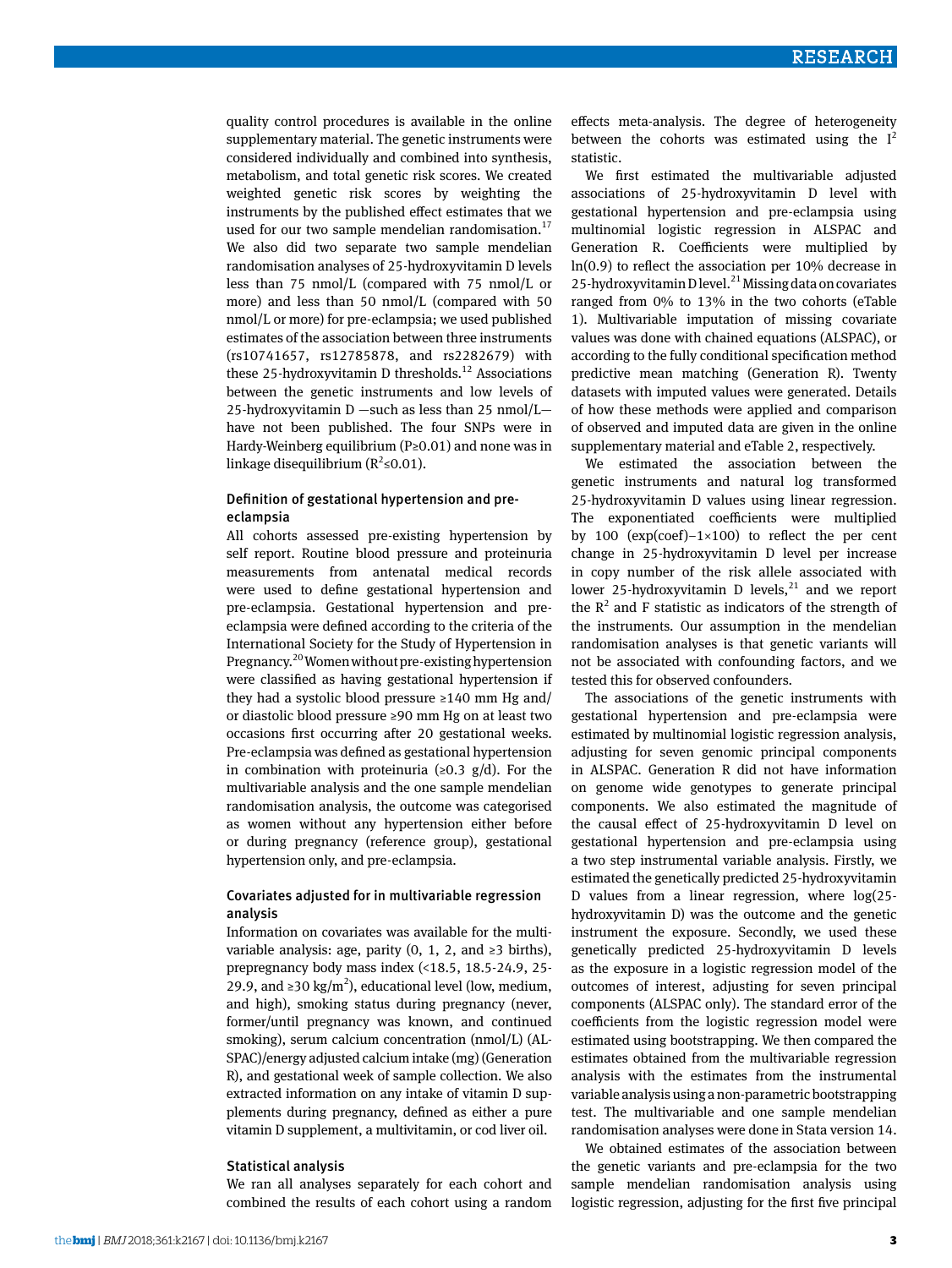quality control procedures is available in the online supplementary material. The genetic instruments were considered individually and combined into synthesis, metabolism, and total genetic risk scores. We created weighted genetic risk scores by weighting the instruments by the published effect estimates that we used for our two sample mendelian randomisation.[17] We also did two separate two sample mendelian randomisation analyses of 25-hydroxyvitamin D levels less than 75 nmol/L (compared with 75 nmol/L or more) and less than 50 nmol/L (compared with 50 nmol/L or more) for pre-eclampsia; we used published estimates of the association between three instruments (rs10741657, rs12785878, and rs2282679) with these 25-hydroxyvitamin D thresholds.[12] Associations between the genetic instruments and low levels of 25-hydroxyvitamin D —such as less than 25 nmol/L—have not been published. The four SNPs were in Hardy-Weinberg equilibrium (P≥0.01) and none was in linkage disequilibrium ($R^2$≤0.01).

### Definition of gestational hypertension and pre-eclampsia

All cohorts assessed pre-existing hypertension by self report. Routine blood pressure and proteinuria measurements from antenatal medical records were used to define gestational hypertension and pre-eclampsia. Gestational hypertension and pre-eclampsia were defined according to the criteria of the International Society for the Study of Hypertension in Pregnancy.[20] Women without pre-existing hypertension were classified as having gestational hypertension if they had a systolic blood pressure ≥140 mm Hg and/or diastolic blood pressure ≥90 mm Hg on at least two occasions first occurring after 20 gestational weeks. Pre-eclampsia was defined as gestational hypertension in combination with proteinuria (≥0.3 g/d). For the multivariable analysis and the one sample mendelian randomisation analysis, the outcome was categorised as women without any hypertension either before or during pregnancy (reference group), gestational hypertension only, and pre-eclampsia.

### Covariates adjusted for in multivariable regression analysis

Information on covariates was available for the multivariable analysis: age, parity (0, 1, 2, and ≥3 births), prepregnancy body mass index (<18.5, 18.5-24.9, 25-29.9, and ≥30 kg/m$^2$), educational level (low, medium, and high), smoking status during pregnancy (never, former/until pregnancy was known, and continued smoking), serum calcium concentration (nmol/L) (ALSPAC)/energy adjusted calcium intake (mg) (Generation R), and gestational week of sample collection. We also extracted information on any intake of vitamin D supplements during pregnancy, defined as either a pure vitamin D supplement, a multivitamin, or cod liver oil.

### Statistical analysis

We ran all analyses separately for each cohort and combined the results of each cohort using a random effects meta-analysis. The degree of heterogeneity between the cohorts was estimated using the $I^2$ statistic.

We first estimated the multivariable adjusted associations of 25-hydroxyvitamin D level with gestational hypertension and pre-eclampsia using multinomial logistic regression in ALSPAC and Generation R. Coefficients were multiplied by ln(0.9) to reflect the association per 10% decrease in 25-hydroxyvitamin D level.[21] Missing data on covariates ranged from 0% to 13% in the two cohorts (eTable 1). Multivariable imputation of missing covariate values was done with chained equations (ALSPAC), or according to the fully conditional specification method predictive mean matching (Generation R). Twenty datasets with imputed values were generated. Details of how these methods were applied and comparison of observed and imputed data are given in the online supplementary material and eTable 2, respectively.

We estimated the association between the genetic instruments and natural log transformed 25-hydroxyvitamin D values using linear regression. The exponentiated coefficients were multiplied by 100 (exp(coef)−1×100) to reflect the per cent change in 25-hydroxyvitamin D level per increase in copy number of the risk allele associated with lower 25-hydroxyvitamin D levels,[21] and we report the $R^2$ and F statistic as indicators of the strength of the instruments. Our assumption in the mendelian randomisation analyses is that genetic variants will not be associated with confounding factors, and we tested this for observed confounders.

The associations of the genetic instruments with gestational hypertension and pre-eclampsia were estimated by multinomial logistic regression analysis, adjusting for seven genomic principal components in ALSPAC. Generation R did not have information on genome wide genotypes to generate principal components. We also estimated the magnitude of the causal effect of 25-hydroxyvitamin D level on gestational hypertension and pre-eclampsia using a two step instrumental variable analysis. Firstly, we estimated the genetically predicted 25-hydroxyvitamin D values from a linear regression, where log(25-hydroxyvitamin D) was the outcome and the genetic instrument the exposure. Secondly, we used these genetically predicted 25-hydroxyvitamin D levels as the exposure in a logistic regression model of the outcomes of interest, adjusting for seven principal components (ALSPAC only). The standard error of the coefficients from the logistic regression model were estimated using bootstrapping. We then compared the estimates obtained from the multivariable regression analysis with the estimates from the instrumental variable analysis using a non-parametric bootstrapping test. The multivariable and one sample mendelian randomisation analyses were done in Stata version 14.

We obtained estimates of the association between the genetic variants and pre-eclampsia for the two sample mendelian randomisation analysis using logistic regression, adjusting for the first five principal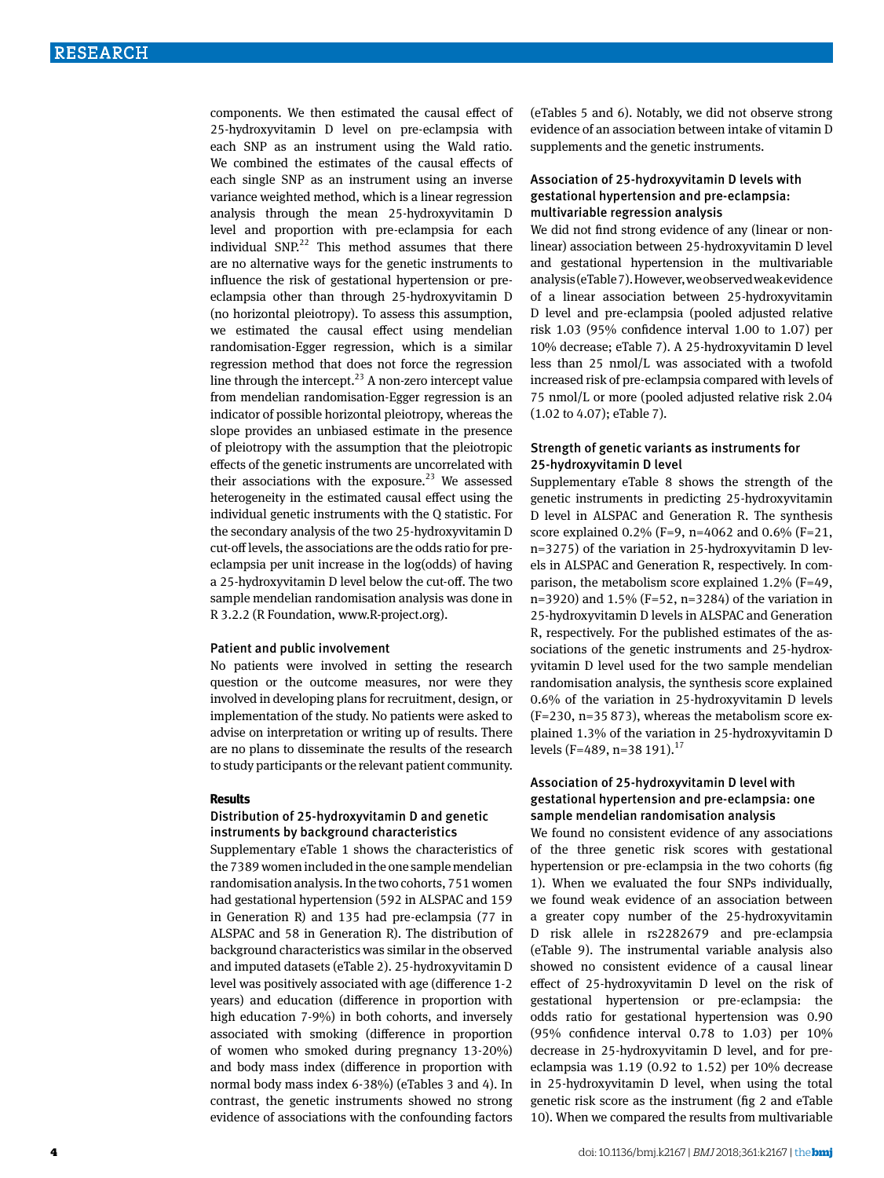components. We then estimated the causal effect of 25-hydroxyvitamin D level on pre-eclampsia with each SNP as an instrument using the Wald ratio. We combined the estimates of the causal effects of each single SNP as an instrument using an inverse variance weighted method, which is a linear regression analysis through the mean 25-hydroxyvitamin D level and proportion with pre-eclampsia for each individual SNP.[22] This method assumes that there are no alternative ways for the genetic instruments to influence the risk of gestational hypertension or pre-eclampsia other than through 25-hydroxyvitamin D (no horizontal pleiotropy). To assess this assumption, we estimated the causal effect using mendelian randomisation-Egger regression, which is a similar regression method that does not force the regression line through the intercept.[23] A non-zero intercept value from mendelian randomisation-Egger regression is an indicator of possible horizontal pleiotropy, whereas the slope provides an unbiased estimate in the presence of pleiotropy with the assumption that the pleiotropic effects of the genetic instruments are uncorrelated with their associations with the exposure.[23] We assessed heterogeneity in the estimated causal effect using the individual genetic instruments with the Q statistic. For the secondary analysis of the two 25-hydroxyvitamin D cut-off levels, the associations are the odds ratio for pre-eclampsia per unit increase in the log(odds) of having a 25-hydroxyvitamin D level below the cut-off. The two sample mendelian randomisation analysis was done in R 3.2.2 (R Foundation, www.R-project.org).

### Patient and public involvement

No patients were involved in setting the research question or the outcome measures, nor were they involved in developing plans for recruitment, design, or implementation of the study. No patients were asked to advise on interpretation or writing up of results. There are no plans to disseminate the results of the research to study participants or the relevant patient community.

## Results

### Distribution of 25-hydroxyvitamin D and genetic instruments by background characteristics

Supplementary eTable 1 shows the characteristics of the 7389 women included in the one sample mendelian randomisation analysis. In the two cohorts, 751 women had gestational hypertension (592 in ALSPAC and 159 in Generation R) and 135 had pre-eclampsia (77 in ALSPAC and 58 in Generation R). The distribution of background characteristics was similar in the observed and imputed datasets (eTable 2). 25-hydroxyvitamin D level was positively associated with age (difference 1-2 years) and education (difference in proportion with high education 7-9%) in both cohorts, and inversely associated with smoking (difference in proportion of women who smoked during pregnancy 13-20%) and body mass index (difference in proportion with normal body mass index 6-38%) (eTables 3 and 4). In contrast, the genetic instruments showed no strong evidence of associations with the confounding factors (eTables 5 and 6). Notably, we did not observe strong evidence of an association between intake of vitamin D supplements and the genetic instruments.

### Association of 25-hydroxyvitamin D levels with gestational hypertension and pre-eclampsia: multivariable regression analysis

We did not find strong evidence of any (linear or non-linear) association between 25-hydroxyvitamin D level and gestational hypertension in the multivariable analysis (eTable 7). However, we observed weak evidence of a linear association between 25-hydroxyvitamin D level and pre-eclampsia (pooled adjusted relative risk 1.03 (95% confidence interval 1.00 to 1.07) per 10% decrease; eTable 7). A 25-hydroxyvitamin D level less than 25 nmol/L was associated with a twofold increased risk of pre-eclampsia compared with levels of 75 nmol/L or more (pooled adjusted relative risk 2.04 (1.02 to 4.07); eTable 7).

### Strength of genetic variants as instruments for 25-hydroxyvitamin D level

Supplementary eTable 8 shows the strength of the genetic instruments in predicting 25-hydroxyvitamin D level in ALSPAC and Generation R. The synthesis score explained 0.2% (F=9, n=4062 and 0.6% (F=21, n=3275) of the variation in 25-hydroxyvitamin D levels in ALSPAC and Generation R, respectively. In comparison, the metabolism score explained 1.2% (F=49, n=3920) and 1.5% (F=52, n=3284) of the variation in 25-hydroxyvitamin D levels in ALSPAC and Generation R, respectively. For the published estimates of the associations of the genetic instruments and 25-hydroxyvitamin D level used for the two sample mendelian randomisation analysis, the synthesis score explained 0.6% of the variation in 25-hydroxyvitamin D levels (F=230, n=35 873), whereas the metabolism score explained 1.3% of the variation in 25-hydroxyvitamin D levels (F=489, n=38 191).[17]

### Association of 25-hydroxyvitamin D level with gestational hypertension and pre-eclampsia: one sample mendelian randomisation analysis

We found no consistent evidence of any associations of the three genetic risk scores with gestational hypertension or pre-eclampsia in the two cohorts (fig 1). When we evaluated the four SNPs individually, we found weak evidence of an association between a greater copy number of the 25-hydroxyvitamin D risk allele in rs2282679 and pre-eclampsia (eTable 9). The instrumental variable analysis also showed no consistent evidence of a causal linear effect of 25-hydroxyvitamin D level on the risk of gestational hypertension or pre-eclampsia: the odds ratio for gestational hypertension was 0.90 (95% confidence interval 0.78 to 1.03) per 10% decrease in 25-hydroxyvitamin D level, and for pre-eclampsia was 1.19 (0.92 to 1.52) per 10% decrease in 25-hydroxyvitamin D level, when using the total genetic risk score as the instrument (fig 2 and eTable 10). When we compared the results from multivariable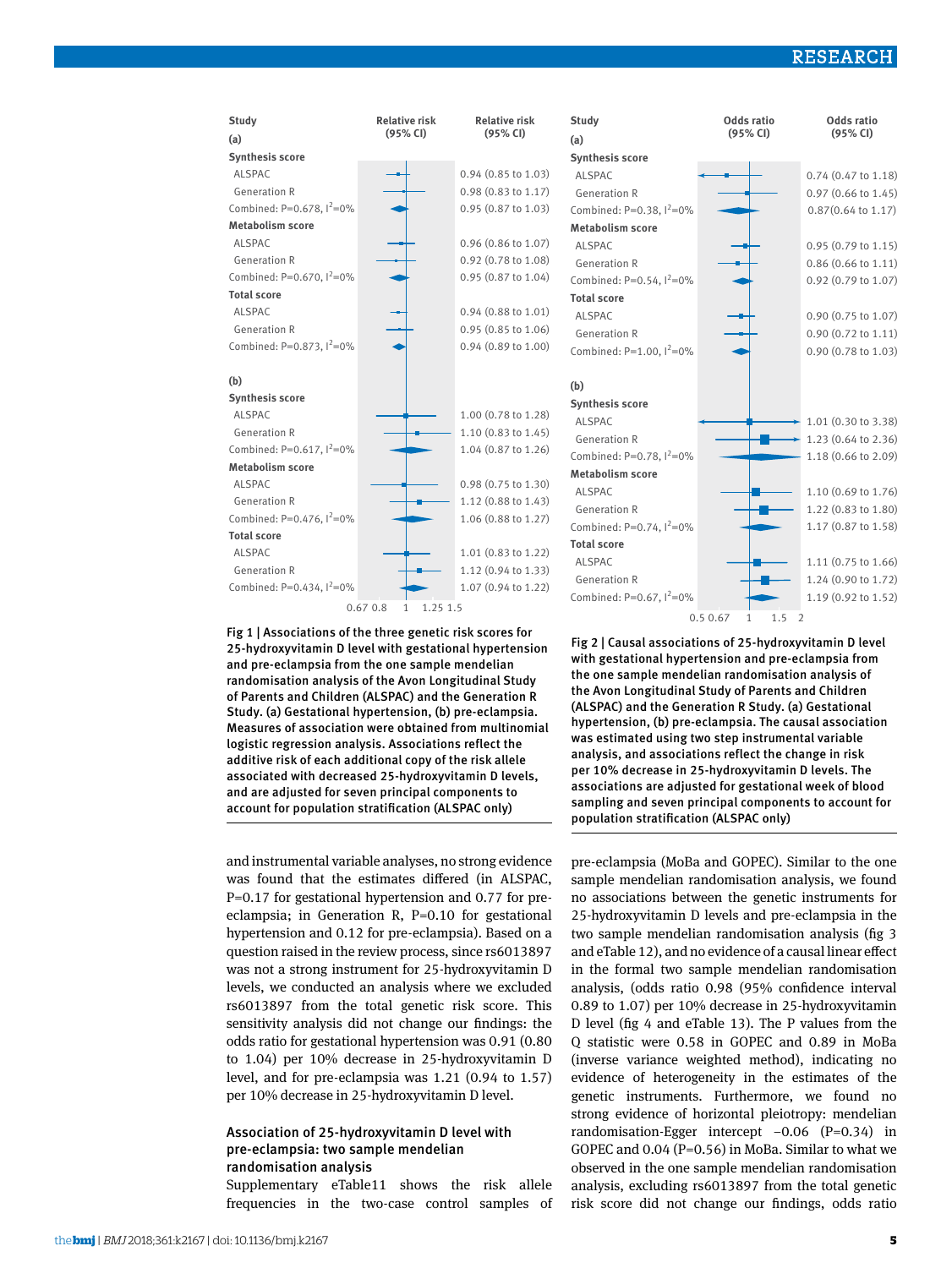| Study | Relative risk (95% CI) |
|---|---|
| **(a)** | |
| **Synthesis score** | |
| ALSPAC | 0.94 (0.85 to 1.03) |
| Generation R | 0.98 (0.83 to 1.17) |
| Combined: P=0.678, $I^2$=0% | 0.95 (0.87 to 1.03) |
| **Metabolism score** | |
| ALSPAC | 0.96 (0.86 to 1.07) |
| Generation R | 0.92 (0.78 to 1.08) |
| Combined: P=0.670, $I^2$=0% | 0.95 (0.87 to 1.04) |
| **Total score** | |
| ALSPAC | 0.94 (0.88 to 1.01) |
| Generation R | 0.95 (0.85 to 1.06) |
| Combined: P=0.873, $I^2$=0% | 0.94 (0.89 to 1.00) |
| **(b)** | |
| **Synthesis score** | |
| ALSPAC | 1.00 (0.78 to 1.28) |
| Generation R | 1.10 (0.83 to 1.45) |
| Combined: P=0.617, $I^2$=0% | 1.04 (0.87 to 1.26) |
| **Metabolism score** | |
| ALSPAC | 0.98 (0.75 to 1.30) |
| Generation R | 1.12 (0.88 to 1.43) |
| Combined: P=0.476, $I^2$=0% | 1.06 (0.88 to 1.27) |
| **Total score** | |
| ALSPAC | 1.01 (0.83 to 1.22) |
| Generation R | 1.12 (0.94 to 1.33) |
| Combined: P=0.434, $I^2$=0% | 1.07 (0.94 to 1.22) |

Fig 1 | Associations of the three genetic risk scores for 25-hydroxyvitamin D level with gestational hypertension and pre-eclampsia from the one sample mendelian randomisation analysis of the Avon Longitudinal Study of Parents and Children (ALSPAC) and the Generation R Study. (a) Gestational hypertension, (b) pre-eclampsia. Measures of association were obtained from multinomial logistic regression analysis. Associations reflect the additive risk of each additional copy of the risk allele associated with decreased 25-hydroxyvitamin D levels, and are adjusted for seven principal components to account for population stratification (ALSPAC only)

| Study | Odds ratio (95% CI) |
|---|---|
| **(a)** | |
| **Synthesis score** | |
| ALSPAC | 0.74 (0.47 to 1.18) |
| Generation R | 0.97 (0.66 to 1.45) |
| Combined: P=0.38, $I^2$=0% | 0.87(0.64 to 1.17) |
| **Metabolism score** | |
| ALSPAC | 0.95 (0.79 to 1.15) |
| Generation R | 0.86 (0.66 to 1.11) |
| Combined: P=0.54, $I^2$=0% | 0.92 (0.79 to 1.07) |
| **Total score** | |
| ALSPAC | 0.90 (0.75 to 1.07) |
| Generation R | 0.90 (0.72 to 1.11) |
| Combined: P=1.00, $I^2$=0% | 0.90 (0.78 to 1.03) |
| **(b)** | |
| **Synthesis score** | |
| ALSPAC | 1.01 (0.30 to 3.38) |
| Generation R | 1.23 (0.64 to 2.36) |
| Combined: P=0.78, $I^2$=0% | 1.18 (0.66 to 2.09) |
| **Metabolism score** | |
| ALSPAC | 1.10 (0.69 to 1.76) |
| Generation R | 1.22 (0.83 to 1.80) |
| Combined: P=0.74, $I^2$=0% | 1.17 (0.87 to 1.58) |
| **Total score** | |
| ALSPAC | 1.11 (0.75 to 1.66) |
| Generation R | 1.24 (0.90 to 1.72) |
| Combined: P=0.67, $I^2$=0% | 1.19 (0.92 to 1.52) |

Fig 2 | Causal associations of 25-hydroxyvitamin D level with gestational hypertension and pre-eclampsia from the one sample mendelian randomisation analysis of the Avon Longitudinal Study of Parents and Children (ALSPAC) and the Generation R Study. (a) Gestational hypertension, (b) pre-eclampsia. The causal association was estimated using two step instrumental variable analysis, and associations reflect the change in risk per 10% decrease in 25-hydroxyvitamin D levels. The associations are adjusted for gestational week of blood sampling and seven principal components to account for population stratification (ALSPAC only)

and instrumental variable analyses, no strong evidence was found that the estimates differed (in ALSPAC, P=0.17 for gestational hypertension and 0.77 for pre-eclampsia; in Generation R, P=0.10 for gestational hypertension and 0.12 for pre-eclampsia). Based on a question raised in the review process, since rs6013897 was not a strong instrument for 25-hydroxyvitamin D levels, we conducted an analysis where we excluded rs6013897 from the total genetic risk score. This sensitivity analysis did not change our findings: the odds ratio for gestational hypertension was 0.91 (0.80 to 1.04) per 10% decrease in 25-hydroxyvitamin D level, and for pre-eclampsia was 1.21 (0.94 to 1.57) per 10% decrease in 25-hydroxyvitamin D level.

### Association of 25-hydroxyvitamin D level with pre-eclampsia: two sample mendelian randomisation analysis

Supplementary eTable11 shows the risk allele frequencies in the two-case control samples of pre-eclampsia (MoBa and GOPEC). Similar to the one sample mendelian randomisation analysis, we found no associations between the genetic instruments for 25-hydroxyvitamin D levels and pre-eclampsia in the two sample mendelian randomisation analysis (fig 3 and eTable 12), and no evidence of a causal linear effect in the formal two sample mendelian randomisation analysis, (odds ratio 0.98 (95% confidence interval 0.89 to 1.07) per 10% decrease in 25-hydroxyvitamin D level (fig 4 and eTable 13). The P values from the Q statistic were 0.58 in GOPEC and 0.89 in MoBa (inverse variance weighted method), indicating no evidence of heterogeneity in the estimates of the genetic instruments. Furthermore, we found no strong evidence of horizontal pleiotropy: mendelian randomisation-Egger intercept −0.06 (P=0.34) in GOPEC and 0.04 (P=0.56) in MoBa. Similar to what we observed in the one sample mendelian randomisation analysis, excluding rs6013897 from the total genetic risk score did not change our findings, odds ratio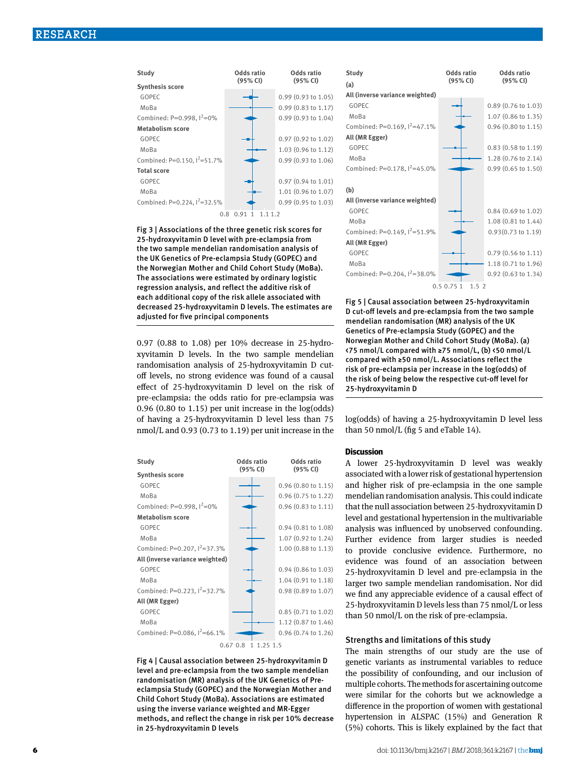| Study | Odds ratio (95% CI) |
|---|---|
| **Synthesis score** | |
| GOPEC | 0.99 (0.93 to 1.05) |
| MoBa | 0.99 (0.83 to 1.17) |
| Combined: P=0.998, $I^2$=0% | 0.99 (0.93 to 1.04) |
| **Metabolism score** | |
| GOPEC | 0.97 (0.92 to 1.02) |
| MoBa | 1.03 (0.96 to 1.12) |
| Combined: P=0.150, $I^2$=51.7% | 0.99 (0.93 to 1.06) |
| **Total score** | |
| GOPEC | 0.97 (0.94 to 1.01) |
| MoBa | 1.01 (0.96 to 1.07) |
| Combined: P=0.224, $I^2$=32.5% | 0.99 (0.95 to 1.03) |

Fig 3 | Associations of the three genetic risk scores for 25-hydroxyvitamin D level with pre-eclampsia from the two sample mendelian randomisation analysis of the UK Genetics of Pre-eclampsia Study (GOPEC) and the Norwegian Mother and Child Cohort Study (MoBa). The associations were estimated by ordinary logistic regression analysis, and reflect the additive risk of each additional copy of the risk allele associated with decreased 25-hydroxyvitamin D levels. The estimates are adjusted for five principal components

0.97 (0.88 to 1.08) per 10% decrease in 25-hydroxyvitamin D levels. In the two sample mendelian randomisation analysis of 25-hydroxyvitamin D cut-off levels, no strong evidence was found of a causal effect of 25-hydroxyvitamin D level on the risk of pre-eclampsia: the odds ratio for pre-eclampsia was 0.96 (0.80 to 1.15) per unit increase in the log(odds) of having a 25-hydroxyvitamin D level less than 75 nmol/L and 0.93 (0.73 to 1.19) per unit increase in the log(odds) of having a 25-hydroxyvitamin D level less than 50 nmol/L (fig 5 and eTable 14).

| Study | Odds ratio (95% CI) |
|---|---|
| **Synthesis score** | |
| GOPEC | 0.96 (0.80 to 1.15) |
| MoBa | 0.96 (0.75 to 1.22) |
| Combined: P=0.998, $I^2$=0% | 0.96 (0.83 to 1.11) |
| **Metabolism score** | |
| GOPEC | 0.94 (0.81 to 1.08) |
| MoBa | 1.07 (0.92 to 1.24) |
| Combined: P=0.207, $I^2$=37.3% | 1.00 (0.88 to 1.13) |
| **All (inverse variance weighted)** | |
| GOPEC | 0.94 (0.86 to 1.03) |
| MoBa | 1.04 (0.91 to 1.18) |
| Combined: P=0.223, $I^2$=32.7% | 0.98 (0.89 to 1.07) |
| **All (MR Egger)** | |
| GOPEC | 0.85 (0.71 to 1.02) |
| MoBa | 1.12 (0.87 to 1.46) |
| Combined: P=0.086, $I^2$=66.1% | 0.96 (0.74 to 1.26) |

Fig 4 | Causal association between 25-hydroxyvitamin D level and pre-eclampsia from the two sample mendelian randomisation (MR) analysis of the UK Genetics of Pre-eclampsia Study (GOPEC) and the Norwegian Mother and Child Cohort Study (MoBa). Associations are estimated using the inverse variance weighted and MR-Egger methods, and reflect the change in risk per 10% decrease in 25-hydroxyvitamin D levels

| Study | Odds ratio (95% CI) |
|---|---|
| **(a)** | |
| **All (inverse variance weighted)** | |
| GOPEC | 0.89 (0.76 to 1.03) |
| MoBa | 1.07 (0.86 to 1.35) |
| Combined: P=0.169, $I^2$=47.1% | 0.96 (0.80 to 1.15) |
| **All (MR Egger)** | |
| GOPEC | 0.83 (0.58 to 1.19) |
| MoBa | 1.28 (0.76 to 2.14) |
| Combined: P=0.178, $I^2$=45.0% | 0.99 (0.65 to 1.50) |
| **(b)** | |
| **All (inverse variance weighted)** | |
| GOPEC | 0.84 (0.69 to 1.02) |
| MoBa | 1.08 (0.81 to 1.44) |
| Combined: P=0.149, $I^2$=51.9% | 0.93(0.73 to 1.19) |
| **All (MR Egger)** | |
| GOPEC | 0.79 (0.56 to 1.11) |
| MoBa | 1.18 (0.71 to 1.96) |
| Combined: P=0.204, $I^2$=38.0% | 0.92 (0.63 to 1.34) |

Fig 5 | Causal association between 25-hydroxyvitamin D cut-off levels and pre-eclampsia from the two sample mendelian randomisation (MR) analysis of the UK Genetics of Pre-eclampsia Study (GOPEC) and the Norwegian Mother and Child Cohort Study (MoBa). (a) <75 nmol/L compared with ≥75 nmol/L, (b) <50 nmol/L compared with ≥50 nmol/L. Associations reflect the risk of pre-eclampsia per increase in the log(odds) of the risk of being below the respective cut-off level for 25-hydroxyvitamin D

## Discussion

A lower 25-hydroxyvitamin D level was weakly associated with a lower risk of gestational hypertension and higher risk of pre-eclampsia in the one sample mendelian randomisation analysis. This could indicate that the null association between 25-hydroxyvitamin D level and gestational hypertension in the multivariable analysis was influenced by unobserved confounding. Further evidence from larger studies is needed to provide conclusive evidence. Furthermore, no evidence was found of an association between 25-hydroxyvitamin D level and pre-eclampsia in the larger two sample mendelian randomisation. Nor did we find any appreciable evidence of a causal effect of 25-hydroxyvitamin D levels less than 75 nmol/L or less than 50 nmol/L on the risk of pre-eclampsia.

### Strengths and limitations of this study

The main strengths of our study are the use of genetic variants as instrumental variables to reduce the possibility of confounding, and our inclusion of multiple cohorts. The methods for ascertaining outcome were similar for the cohorts but we acknowledge a difference in the proportion of women with gestational hypertension in ALSPAC (15%) and Generation R (5%) cohorts. This is likely explained by the fact that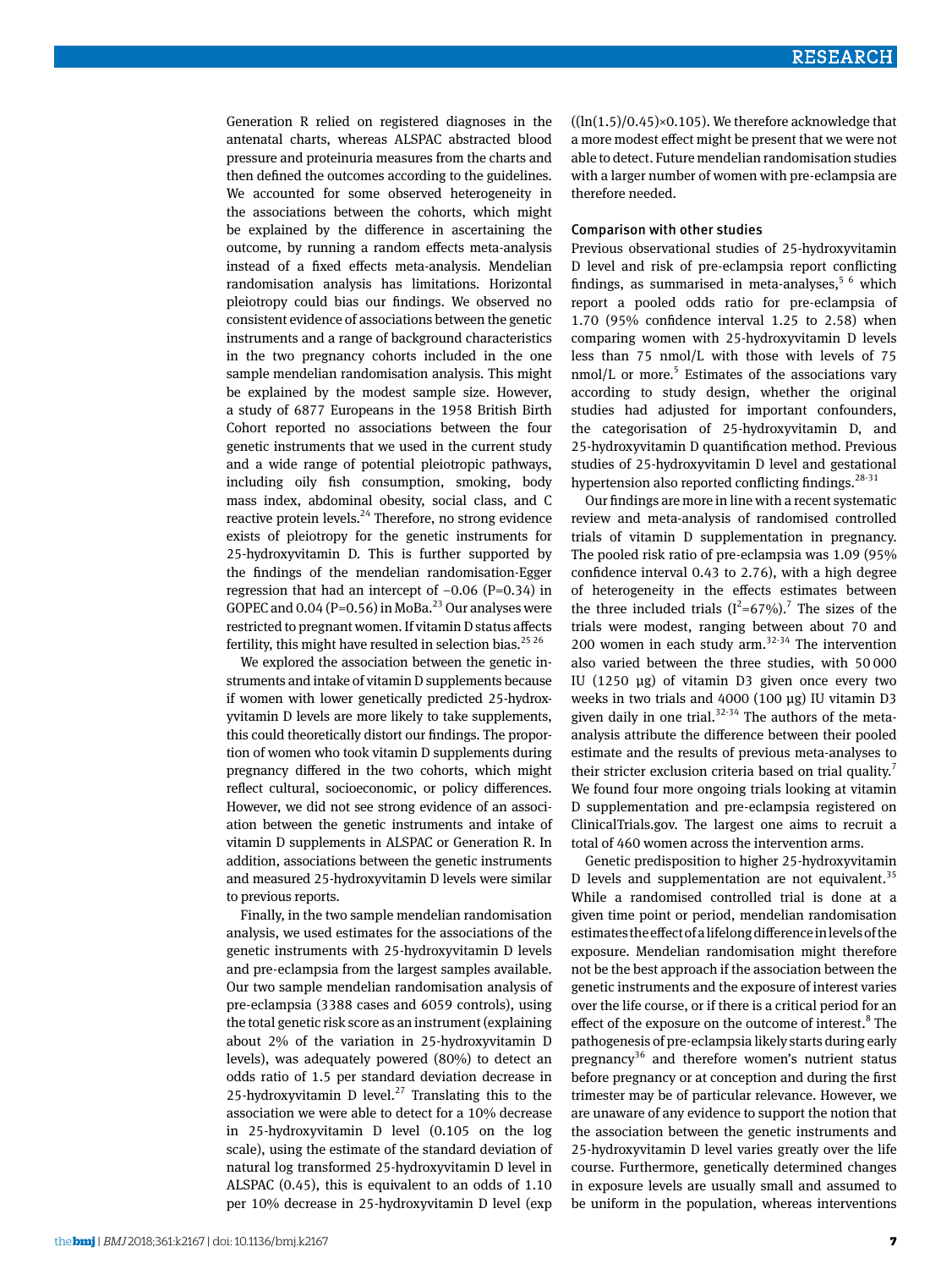Generation R relied on registered diagnoses in the antenatal charts, whereas ALSPAC abstracted blood pressure and proteinuria measures from the charts and then defined the outcomes according to the guidelines. We accounted for some observed heterogeneity in the associations between the cohorts, which might be explained by the difference in ascertaining the outcome, by running a random effects meta-analysis instead of a fixed effects meta-analysis. Mendelian randomisation analysis has limitations. Horizontal pleiotropy could bias our findings. We observed no consistent evidence of associations between the genetic instruments and a range of background characteristics in the two pregnancy cohorts included in the one sample mendelian randomisation analysis. This might be explained by the modest sample size. However, a study of 6877 Europeans in the 1958 British Birth Cohort reported no associations between the four genetic instruments that we used in the current study and a wide range of potential pleiotropic pathways, including oily fish consumption, smoking, body mass index, abdominal obesity, social class, and C reactive protein levels.[24] Therefore, no strong evidence exists of pleiotropy for the genetic instruments for 25-hydroxyvitamin D. This is further supported by the findings of the mendelian randomisation-Egger regression that had an intercept of −0.06 (P=0.34) in GOPEC and 0.04 (P=0.56) in MoBa.[23] Our analyses were restricted to pregnant women. If vitamin D status affects fertility, this might have resulted in selection bias.[25 26]

We explored the association between the genetic instruments and intake of vitamin D supplements because if women with lower genetically predicted 25-hydroxyvitamin D levels are more likely to take supplements, this could theoretically distort our findings. The proportion of women who took vitamin D supplements during pregnancy differed in the two cohorts, which might reflect cultural, socioeconomic, or policy differences. However, we did not see strong evidence of an association between the genetic instruments and intake of vitamin D supplements in ALSPAC or Generation R. In addition, associations between the genetic instruments and measured 25-hydroxyvitamin D levels were similar to previous reports.

Finally, in the two sample mendelian randomisation analysis, we used estimates for the associations of the genetic instruments with 25-hydroxyvitamin D levels and pre-eclampsia from the largest samples available. Our two sample mendelian randomisation analysis of pre-eclampsia (3388 cases and 6059 controls), using the total genetic risk score as an instrument (explaining about 2% of the variation in 25-hydroxyvitamin D levels), was adequately powered (80%) to detect an odds ratio of 1.5 per standard deviation decrease in 25-hydroxyvitamin D level.[27] Translating this to the association we were able to detect for a 10% decrease in 25-hydroxyvitamin D level (0.105 on the log scale), using the estimate of the standard deviation of natural log transformed 25-hydroxyvitamin D level in ALSPAC (0.45), this is equivalent to an odds of 1.10 per 10% decrease in 25-hydroxyvitamin D level (exp $((\ln(1.5)/0.45)\times0.105)$. We therefore acknowledge that a more modest effect might be present that we were not able to detect. Future mendelian randomisation studies with a larger number of women with pre-eclampsia are therefore needed.

### Comparison with other studies

Previous observational studies of 25-hydroxyvitamin D level and risk of pre-eclampsia report conflicting findings, as summarised in meta-analyses,[5 6] which report a pooled odds ratio for pre-eclampsia of 1.70 (95% confidence interval 1.25 to 2.58) when comparing women with 25-hydroxyvitamin D levels less than 75 nmol/L with those with levels of 75 nmol/L or more.[5] Estimates of the associations vary according to study design, whether the original studies had adjusted for important confounders, the categorisation of 25-hydroxyvitamin D, and 25-hydroxyvitamin D quantification method. Previous studies of 25-hydroxyvitamin D level and gestational hypertension also reported conflicting findings.[28-31]

Our findings are more in line with a recent systematic review and meta-analysis of randomised controlled trials of vitamin D supplementation in pregnancy. The pooled risk ratio of pre-eclampsia was 1.09 (95% confidence interval 0.43 to 2.76), with a high degree of heterogeneity in the effects estimates between the three included trials ($I^2$=67%).[7] The sizes of the trials were modest, ranging between about 70 and 200 women in each study arm.[32-34] The intervention also varied between the three studies, with 50 000 IU (1250 µg) of vitamin D3 given once every two weeks in two trials and 4000 (100 µg) IU vitamin D3 given daily in one trial.[32-34] The authors of the meta-analysis attribute the difference between their pooled estimate and the results of previous meta-analyses to their stricter exclusion criteria based on trial quality.[7] We found four more ongoing trials looking at vitamin D supplementation and pre-eclampsia registered on ClinicalTrials.gov. The largest one aims to recruit a total of 460 women across the intervention arms.

Genetic predisposition to higher 25-hydroxyvitamin D levels and supplementation are not equivalent.[35] While a randomised controlled trial is done at a given time point or period, mendelian randomisation estimates the effect of a lifelong difference in levels of the exposure. Mendelian randomisation might therefore not be the best approach if the association between the genetic instruments and the exposure of interest varies over the life course, or if there is a critical period for an effect of the exposure on the outcome of interest.[8] The pathogenesis of pre-eclampsia likely starts during early pregnancy[36] and therefore women's nutrient status before pregnancy or at conception and during the first trimester may be of particular relevance. However, we are unaware of any evidence to support the notion that the association between the genetic instruments and 25-hydroxyvitamin D level varies greatly over the life course. Furthermore, genetically determined changes in exposure levels are usually small and assumed to be uniform in the population, whereas interventions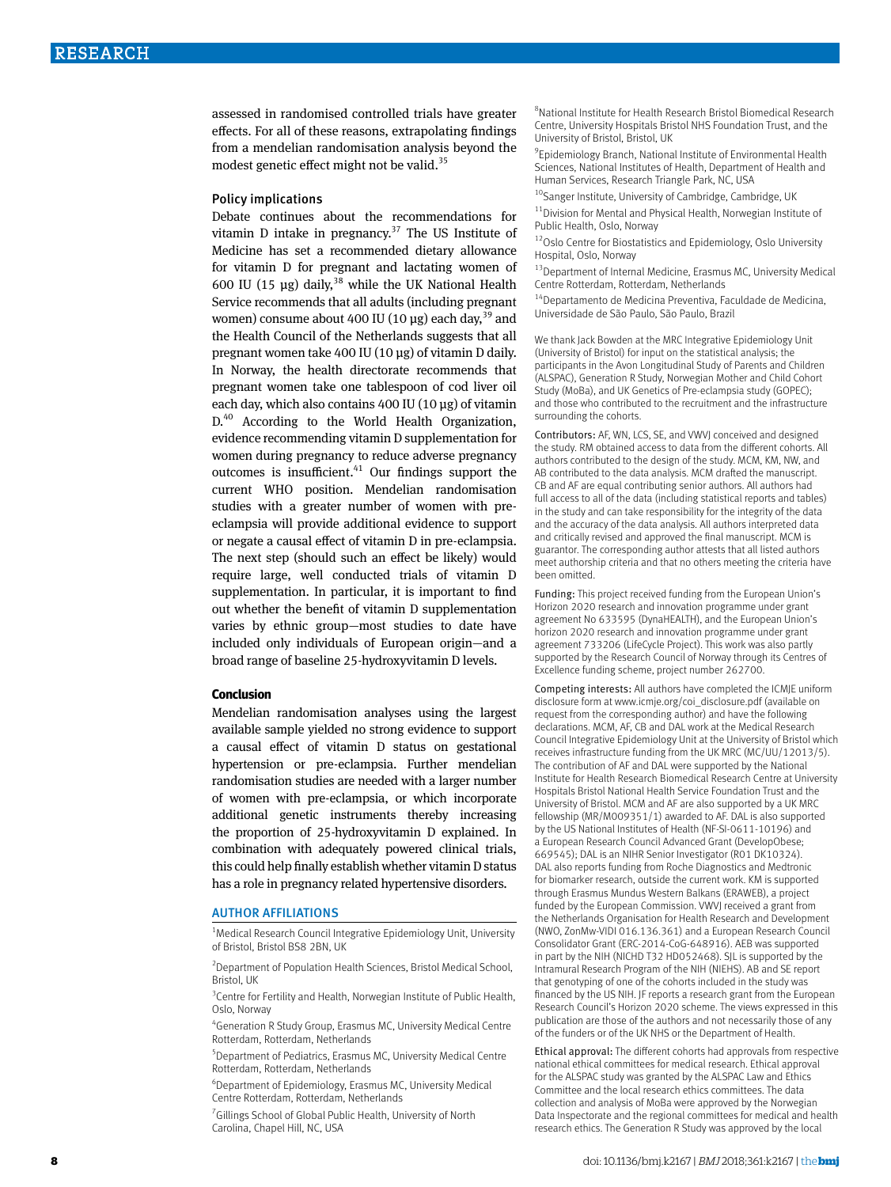assessed in randomised controlled trials have greater effects. For all of these reasons, extrapolating findings from a mendelian randomisation analysis beyond the modest genetic effect might not be valid.[35]

### Policy implications

Debate continues about the recommendations for vitamin D intake in pregnancy.[37] The US Institute of Medicine has set a recommended dietary allowance for vitamin D for pregnant and lactating women of 600 IU (15 µg) daily,[38] while the UK National Health Service recommends that all adults (including pregnant women) consume about 400 IU (10 µg) each day,[39] and the Health Council of the Netherlands suggests that all pregnant women take 400 IU (10 µg) of vitamin D daily. In Norway, the health directorate recommends that pregnant women take one tablespoon of cod liver oil each day, which also contains 400 IU (10 µg) of vitamin D.[40] According to the World Health Organization, evidence recommending vitamin D supplementation for women during pregnancy to reduce adverse pregnancy outcomes is insufficient.[41] Our findings support the current WHO position. Mendelian randomisation studies with a greater number of women with pre-eclampsia will provide additional evidence to support or negate a causal effect of vitamin D in pre-eclampsia. The next step (should such an effect be likely) would require large, well conducted trials of vitamin D supplementation. In particular, it is important to find out whether the benefit of vitamin D supplementation varies by ethnic group—most studies to date have included only individuals of European origin—and a broad range of baseline 25-hydroxyvitamin D levels.

## Conclusion

Mendelian randomisation analyses using the largest available sample yielded no strong evidence to support a causal effect of vitamin D status on gestational hypertension or pre-eclampsia. Further mendelian randomisation studies are needed with a larger number of women with pre-eclampsia, or which incorporate additional genetic instruments thereby increasing the proportion of 25-hydroxyvitamin D explained. In combination with adequately powered clinical trials, this could help finally establish whether vitamin D status has a role in pregnancy related hypertensive disorders.

### AUTHOR AFFILIATIONS

[1]Medical Research Council Integrative Epidemiology Unit, University of Bristol, Bristol BS8 2BN, UK

[2]Department of Population Health Sciences, Bristol Medical School, Bristol, UK

[3]Centre for Fertility and Health, Norwegian Institute of Public Health, Oslo, Norway

[4]Generation R Study Group, Erasmus MC, University Medical Centre Rotterdam, Rotterdam, Netherlands

[5]Department of Pediatrics, Erasmus MC, University Medical Centre Rotterdam, Rotterdam, Netherlands

[6]Department of Epidemiology, Erasmus MC, University Medical Centre Rotterdam, Rotterdam, Netherlands

[7]Gillings School of Global Public Health, University of North Carolina, Chapel Hill, NC, USA

[8]National Institute for Health Research Bristol Biomedical Research Centre, University Hospitals Bristol NHS Foundation Trust, and the University of Bristol, Bristol, UK

[9]Epidemiology Branch, National Institute of Environmental Health Sciences, National Institutes of Health, Department of Health and Human Services, Research Triangle Park, NC, USA

[10]Sanger Institute, University of Cambridge, Cambridge, UK

[11]Division for Mental and Physical Health, Norwegian Institute of Public Health, Oslo, Norway

[12]Oslo Centre for Biostatistics and Epidemiology, Oslo University Hospital, Oslo, Norway

[13]Department of Internal Medicine, Erasmus MC, University Medical Centre Rotterdam, Rotterdam, Netherlands

[14]Departamento de Medicina Preventiva, Faculdade de Medicina, Universidade de São Paulo, São Paulo, Brazil

We thank Jack Bowden at the MRC Integrative Epidemiology Unit (University of Bristol) for input on the statistical analysis; the participants in the Avon Longitudinal Study of Parents and Children (ALSPAC), Generation R Study, Norwegian Mother and Child Cohort Study (MoBa), and UK Genetics of Pre-eclampsia study (GOPEC); and those who contributed to the recruitment and the infrastructure surrounding the cohorts.

Contributors: AF, WN, LCS, SE, and VWVJ conceived and designed the study. RM obtained access to data from the different cohorts. All authors contributed to the design of the study. MCM, KM, NW, and AB contributed to the data analysis. MCM drafted the manuscript. CB and AF are equal contributing senior authors. All authors had full access to all of the data (including statistical reports and tables) in the study and can take responsibility for the integrity of the data and the accuracy of the data analysis. All authors interpreted data and critically revised and approved the final manuscript. MCM is guarantor. The corresponding author attests that all listed authors meet authorship criteria and that no others meeting the criteria have been omitted.

Funding: This project received funding from the European Union's Horizon 2020 research and innovation programme under grant agreement No 633595 (DynaHEALTH), and the European Union's horizon 2020 research and innovation programme under grant agreement 733206 (LifeCycle Project). This work was also partly supported by the Research Council of Norway through its Centres of Excellence funding scheme, project number 262700.

Competing interests: All authors have completed the ICMJE uniform disclosure form at www.icmje.org/coi_disclosure.pdf (available on request from the corresponding author) and have the following declarations. MCM, AF, CB and DAL work at the Medical Research Council Integrative Epidemiology Unit at the University of Bristol which receives infrastructure funding from the UK MRC (MC/UU/12013/5). The contribution of AF and DAL were supported by the National Institute for Health Research Biomedical Research Centre at University Hospitals Bristol National Health Service Foundation Trust and the University of Bristol. MCM and AF are also supported by a UK MRC fellowship (MR/M009351/1) awarded to AF. DAL is also supported by the US National Institutes of Health (NF-SI-0611-10196) and a European Research Council Advanced Grant (DevelopObese; 669545); DAL is an NIHR Senior Investigator (R01 DK10324). DAL also reports funding from Roche Diagnostics and Medtronic for biomarker research, outside the current work. KM is supported through Erasmus Mundus Western Balkans (ERAWEB), a project funded by the European Commission. VWVJ received a grant from the Netherlands Organisation for Health Research and Development (NWO, ZonMw-VIDI 016.136.361) and a European Research Council Consolidator Grant (ERC-2014-CoG-648916). AEB was supported in part by the NIH (NICHD T32 HD052468). SJL is supported by the Intramural Research Program of the NIH (NIEHS). AB and SE report that genotyping of one of the cohorts included in the study was financed by the US NIH. JF reports a research grant from the European Research Council's Horizon 2020 scheme. The views expressed in this publication are those of the authors and not necessarily those of any of the funders or of the UK NHS or the Department of Health.

Ethical approval: The different cohorts had approvals from respective national ethical committees for medical research. Ethical approval for the ALSPAC study was granted by the ALSPAC Law and Ethics Committee and the local research ethics committees. The data collection and analysis of MoBa were approved by the Norwegian Data Inspectorate and the regional committees for medical and health research ethics. The Generation R Study was approved by the local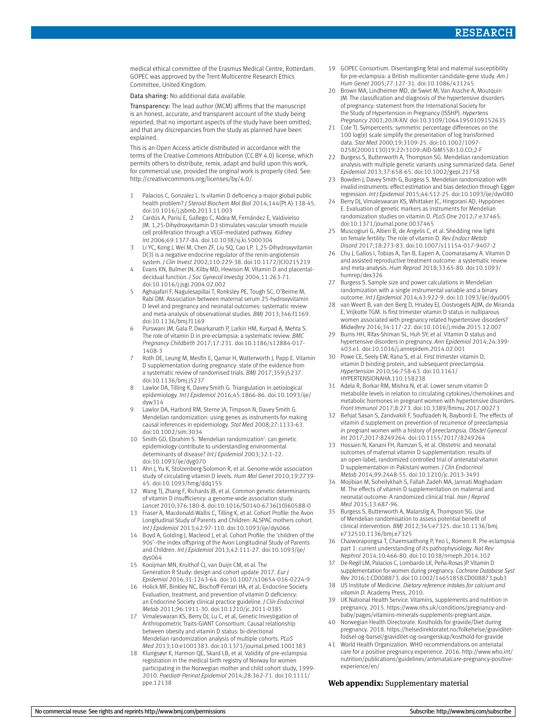medical ethical committee of the Erasmus Medical Centre, Rotterdam. GOPEC was approved by the Trent Multicentre Research Ethics Committee, United Kingdom.

Data sharing: No additional data available.

Transparency: The lead author (MCM) affirms that the manuscript is an honest, accurate, and transparent account of the study being reported; that no important aspects of the study have been omitted; and that any discrepancies from the study as planned have been explained.

This is an Open Access article distributed in accordance with the terms of the Creative Commons Attribution (CC BY 4.0) license, which permits others to distribute, remix, adapt and build upon this work, for commercial use, provided the original work is properly cited. See: http://creativecommons.org/licenses/by/4.0/.

1. Palacios C, Gonzalez L. Is vitamin D deficiency a major global public health problem? *J Steroid Biochem Mol Biol* 2014;144(Pt A):138-45. doi:10.1016/j.jsbmb.2013.11.003
2. Cardús A, Parisi E, Gallego C, Aldea M, Fernández E, Valdivielso JM. 1,25-Dihydroxyvitamin D3 stimulates vascular smooth muscle cell proliferation through a VEGF-mediated pathway. *Kidney Int* 2006;69:1377-84. doi:10.1038/sj.ki.5000304
3. Li YC, Kong J, Wei M, Chen ZF, Liu SQ, Cao LP. 1,25-Dihydroxyvitamin D(3) is a negative endocrine regulator of the renin-angiotensin system. *J Clin Invest* 2002;110:229-38. doi:10.1172/JCI0215219
4. Evans KN, Bulmer JN, Kilby MD, Hewison M. Vitamin D and placental-decidual function. *J Soc Gynecol Investig* 2004;11:263-71. doi:10.1016/j.jsgi.2004.02.002
5. Aghajafari F, Nagulesapillai T, Ronksley PE, Tough SC, O'Beirne M, Rabi DM. Association between maternal serum 25-hydroxyvitamin D level and pregnancy and neonatal outcomes: systematic review and meta-analysis of observational studies. *BMJ* 2013;346:f1169. doi:10.1136/bmj.f1169
6. Purswani JM, Gala P, Dwarkanath P, Larkin HM, Kurpad A, Mehta S. The role of vitamin D in pre-eclampsia: a systematic review. *BMC Pregnancy Childbirth* 2017;17:231. doi:10.1186/s12884-017-1408-3
7. Roth DE, Leung M, Mesfin E, Qamar H, Watterworth J, Papp E. Vitamin D supplementation during pregnancy: state of the evidence from a systematic review of randomised trials. *BMJ* 2017;359:j5237. doi:10.1136/bmj.j5237
8. Lawlor DA, Tilling K, Davey Smith G. Triangulation in aetiological epidemiology. *Int J Epidemiol* 2016;45:1866-86. doi:10.1093/ije/dyw314
9. Lawlor DA, Harbord RM, Sterne JA, Timpson N, Davey Smith G. Mendelian randomization: using genes as instruments for making causal inferences in epidemiology. *Stat Med* 2008;27:1133-63. doi:10.1002/sim.3034
10. Smith GD, Ebrahim S. 'Mendelian randomization': can genetic epidemiology contribute to understanding environmental determinants of disease? *Int J Epidemiol* 2003;32:1-22. doi:10.1093/ije/dyg070
11. Ahn J, Yu K, Stolzenberg-Solomon R, et al. Genome-wide association study of circulating vitamin D levels. *Hum Mol Genet* 2010;19:2739-45. doi:10.1093/hmg/ddq155
12. Wang TJ, Zhang F, Richards JB, et al. Common genetic determinants of vitamin D insufficiency: a genome-wide association study. *Lancet* 2010;376:180-8. doi:10.1016/S0140-6736(10)60588-0
13. Fraser A, Macdonald-Wallis C, Tilling K, et al. Cohort Profile: the Avon Longitudinal Study of Parents and Children: ALSPAC mothers cohort. *Int J Epidemiol* 2013;42:97-110. doi:10.1093/ije/dys066
14. Boyd A, Golding J, Macleod J, et al. Cohort Profile: the 'children of the 90s'--the index offspring of the Avon Longitudinal Study of Parents and Children. *Int J Epidemiol* 2013;42:111-27. doi:10.1093/ije/dys064
15. Kooijman MN, Kruithof CJ, van Duijn CM, et al. The Generation R Study: design and cohort update 2017. *Eur J Epidemiol* 2016;31:1243-64. doi:10.1007/s10654-016-0224-9
16. Holick MF, Binkley NC, Bischoff-Ferrari HA, et al, Endocrine Society. Evaluation, treatment, and prevention of vitamin D deficiency: an Endocrine Society clinical practice guideline. *J Clin Endocrinol Metab* 2011;96:1911-30. doi:10.1210/jc.2011-0385
17. Vimaleswaran KS, Berry DJ, Lu C, et al, Genetic Investigation of Anthropometric Traits-GIANT Consortium. Causal relationship between obesity and vitamin D status: bi-directional Mendelian randomization analysis of multiple cohorts. *PLoS Med* 2013;10:e1001383. doi:10.1371/journal.pmed.1001383
18. Klungsøyr K, Harmon QE, Skard LB, et al. Validity of pre-eclampsia registration in the medical birth registry of Norway for women participating in the Norwegian mother and child cohort study, 1999-2010. *Paediatr Perinat Epidemiol* 2014;28:362-71. doi:10.1111/ppe.12138
19. GOPEC Consortium. Disentangling fetal and maternal susceptibility for pre-eclampsia: a British multicenter candidate-gene study. *Am J Hum Genet* 2005;77:127-31. doi:10.1086/431245
20. Brown MA, Lindheimer MD, de Swiet M, Van Assche A, Moutquin JM. The classification and diagnosis of the hypertensive disorders of pregnancy: statement from the International Society for the Study of Hypertension in Pregnancy (ISSHP). *Hypertens Pregnancy* 2001;20:IX-XIV. doi:10.3109/10641950109152635
21. Cole TJ. Sympercents: symmetric percentage differences on the 100 log(e) scale simplify the presentation of log transformed data. *Stat Med* 2000;19:3109-25. doi:10.1002/1097-0258(20001130)19:22<3109::AID-SIM558>3.0.CO;2-F
22. Burgess S, Butterworth A, Thompson SG. Mendelian randomization analysis with multiple genetic variants using summarized data. *Genet Epidemiol* 2013;37:658-65. doi:10.1002/gepi.21758
23. Bowden J, Davey Smith G, Burgess S. Mendelian randomization with invalid instruments: effect estimation and bias detection through Egger regression. *Int J Epidemiol* 2015;44:512-25. doi:10.1093/ije/dyv080
24. Berry DJ, Vimaleswaran KS, Whittaker JC, Hingorani AD, Hyppönen E. Evaluation of genetic markers as instruments for Mendelian randomization studies on vitamin D. *PLoS One* 2012;7:e37465. doi:10.1371/journal.pone.0037465
25. Muscogiuri G, Altieri B, de Angelis C, et al. Shedding new light on female fertility: The role of vitamin D. *Rev Endocr Metab Disord* 2017;18:273-83. doi:10.1007/s11154-017-9407-2
26. Chu J, Gallos I, Tobias A, Tan B, Eapen A, Coomarasamy A. Vitamin D and assisted reproductive treatment outcome: a systematic review and meta-analysis. *Hum Reprod* 2018;33:65-80. doi:10.1093/humrep/dex326
27. Burgess S. Sample size and power calculations in Mendelian randomization with a single instrumental variable and a binary outcome. *Int J Epidemiol* 2014;43:922-9. doi:10.1093/ije/dyu005
28. van Weert B, van den Berg D, Hrudey EJ, Oostvogels AJJM, de Miranda E, Vrijkotte TGM. Is first trimester vitamin D status in nulliparous women associated with pregnancy related hypertensive disorders? *Midwifery* 2016;34:117-22. doi:10.1016/j.midw.2015.12.007
29. Burris HH, Rifas-Shiman SL, Huh SY, et al. Vitamin D status and hypertensive disorders in pregnancy. *Ann Epidemiol* 2014;24:399-403.e1. doi:10.1016/j.annepidem.2014.02.001
30. Powe CE, Seely EW, Rana S, et al. First trimester vitamin D, vitamin D binding protein, and subsequent preeclampsia. *Hypertension* 2010;56:758-63. doi:10.1161/HYPERTENSIONAHA.110.158238
31. Adela R, Borkar RM, Mishra N, et al. Lower serum vitamin D metabolite levels in relation to circulating cytokines/chemokines and metabolic hormones in pregnant women with hypertensive disorders. *Front Immunol* 2017;8:273. doi:10.3389/fimmu.2017.00273
32. Behjat Sasan S, Zandvakili F, Soufizadeh N, Baybordi E. The effects of vitamin d supplement on prevention of recurrence of preeclampsia in pregnant women with a history of preeclampsia. *Obstet Gynecol Int* 2017;2017:8249264. doi:10.1155/2017/8249264
33. Hossain N, Kanani FH, Ramzan S, et al. Obstetric and neonatal outcomes of maternal vitamin D supplementation: results of an open-label, randomized controlled trial of antenatal vitamin D supplementation in Pakistani women. *J Clin Endocrinol Metab* 2014;99:2448-55. doi:10.1210/jc.2013-3491
34. Mojibian M, Soheilykhah S, Fallah Zadeh MA, Jannati Moghadam M. The effects of vitamin D supplementation on maternal and neonatal outcome: A randomized clinical trial. *Iran J Reprod Med* 2015;13:687-96.
35. Burgess S, Butterworth A, Malarstig A, Thompson SG. Use of Mendelian randomisation to assess potential benefit of clinical intervention. *BMJ* 2012;345:e7325. doi:10.1136/bmj.e7325
36. Chaiworapongsa T, Chaemsaithong P, Yeo L, Romero R. Pre-eclampsia part 1: current understanding of its pathophysiology. *Nat Rev Nephrol* 2014;10:466-80. doi:10.1038/nrneph.2014.102
37. De-Regil LM, Palacios C, Lombardo LK, Peña-Rosas JP. Vitamin D supplementation for women during pregnancy. *Cochrane Database Syst Rev* 2016;1:CD008873. doi:10.1002/14651858.CD008873.pub3
38. US Institute of Medicine. *Dietary reference intakes for calcium and vitamin D.* Academy Press, 2010.
39. UK National Health Service. Vitamins, supplements and nutrition in pregnancy. 2015. https://www.nhs.uk/conditions/pregnancy-and-baby/pages/vitamins-minerals-supplements-pregnant.aspx.
40. Norwegian Health Directorate. Kostholds for gravide/Diet during pregnancy. 2018. https://helsedirektoratet.no/folkehelse/graviditet-fodsel-og-barsel/graviditet-og-svangerskap/kosthold-for-gravide
41. World Health Organization. WHO recommendations on antenatal care for a positive pregnancy experience. 2016. http://www.who.int/nutrition/publications/guidelines/antenatalcare-pregnancy-positive-experience/en/

**Web appendix:** Supplementary material